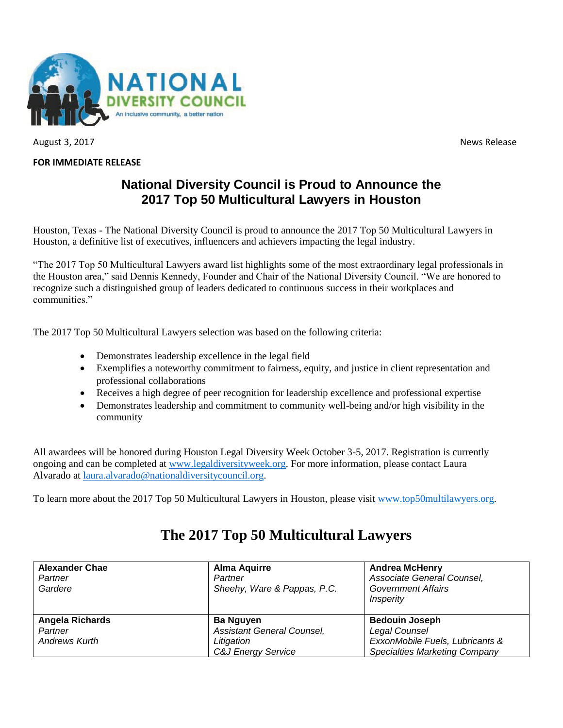NATIONAL DIVERSITY COUNCIL
An inclusive community, a better nation

August 3, 2017 News Release

**FOR IMMEDIATE RELEASE**

## National Diversity Council is Proud to Announce the 2017 Top 50 Multicultural Lawyers in Houston

Houston, Texas - The National Diversity Council is proud to announce the 2017 Top 50 Multicultural Lawyers in Houston, a definitive list of executives, influencers and achievers impacting the legal industry.

"The 2017 Top 50 Multicultural Lawyers award list highlights some of the most extraordinary legal professionals in the Houston area," said Dennis Kennedy, Founder and Chair of the National Diversity Council. "We are honored to recognize such a distinguished group of leaders dedicated to continuous success in their workplaces and communities."

The 2017 Top 50 Multicultural Lawyers selection was based on the following criteria:

- Demonstrates leadership excellence in the legal field
- Exemplifies a noteworthy commitment to fairness, equity, and justice in client representation and professional collaborations
- Receives a high degree of peer recognition for leadership excellence and professional expertise
- Demonstrates leadership and commitment to community well-being and/or high visibility in the community

All awardees will be honored during Houston Legal Diversity Week October 3-5, 2017. Registration is currently ongoing and can be completed at www.legaldiversityweek.org. For more information, please contact Laura Alvarado at laura.alvarado@nationaldiversitycouncil.org.

To learn more about the 2017 Top 50 Multicultural Lawyers in Houston, please visit www.top50multilawyers.org.

# The 2017 Top 50 Multicultural Lawyers

| | | |
|---|---|---|
| **Alexander Chae**<br>*Partner*<br>*Gardere* | **Alma Aquirre**<br>*Partner*<br>*Sheehy, Ware & Pappas, P.C.* | **Andrea McHenry**<br>*Associate General Counsel, Government Affairs*<br>*Insperity* |
| **Angela Richards**<br>*Partner*<br>*Andrews Kurth* | **Ba Nguyen**<br>*Assistant General Counsel, Litigation*<br>*C&J Energy Service* | **Bedouin Joseph**<br>*Legal Counsel*<br>*ExxonMobile Fuels, Lubricants & Specialties Marketing Company* |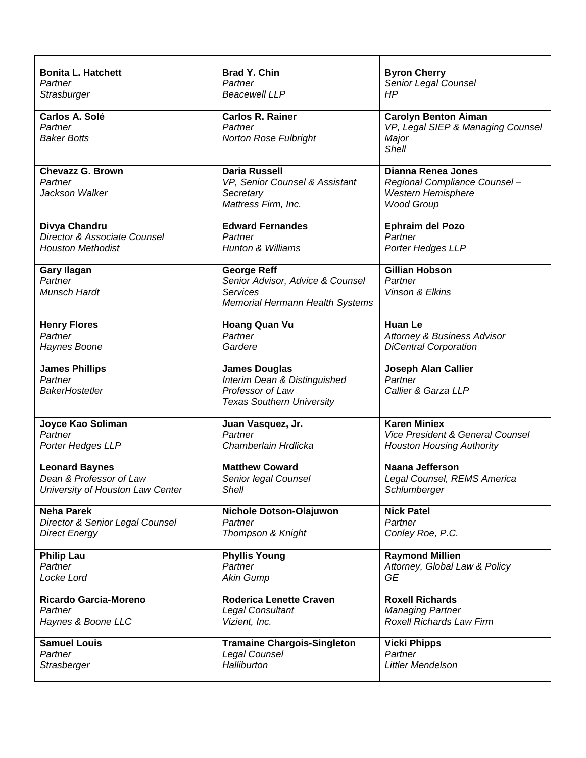| | | |
|---|---|---|
| **Bonita L. Hatchett**<br>*Partner*<br>*Strasburger* | **Brad Y. Chin**<br>*Partner*<br>*Beacewell LLP* | **Byron Cherry**<br>*Senior Legal Counsel*<br>*HP* |
| **Carlos A. Solé**<br>*Partner*<br>*Baker Botts* | **Carlos R. Rainer**<br>*Partner*<br>*Norton Rose Fulbright* | **Carolyn Benton Aiman**<br>*VP, Legal SIEP & Managing Counsel*<br>*Major*<br>*Shell* |
| **Chevazz G. Brown**<br>*Partner*<br>*Jackson Walker* | **Daria Russell**<br>*VP, Senior Counsel & Assistant Secretary*<br>*Mattress Firm, Inc.* | **Dianna Renea Jones**<br>*Regional Compliance Counsel – Western Hemisphere*<br>*Wood Group* |
| **Divya Chandru**<br>*Director & Associate Counsel*<br>*Houston Methodist* | **Edward Fernandes**<br>*Partner*<br>*Hunton & Williams* | **Ephraim del Pozo**<br>*Partner*<br>*Porter Hedges LLP* |
| **Gary Ilagan**<br>*Partner*<br>*Munsch Hardt* | **George Reff**<br>*Senior Advisor, Advice & Counsel Services*<br>*Memorial Hermann Health Systems* | **Gillian Hobson**<br>*Partner*<br>*Vinson & Elkins* |
| **Henry Flores**<br>*Partner*<br>*Haynes Boone* | **Hoang Quan Vu**<br>*Partner*<br>*Gardere* | **Huan Le**<br>*Attorney & Business Advisor*<br>*DiCentral Corporation* |
| **James Phillips**<br>*Partner*<br>*BakerHostetler* | **James Douglas**<br>*Interim Dean & Distinguished Professor of Law*<br>*Texas Southern University* | **Joseph Alan Callier**<br>*Partner*<br>*Callier & Garza LLP* |
| **Joyce Kao Soliman**<br>*Partner*<br>*Porter Hedges LLP* | **Juan Vasquez, Jr.**<br>*Partner*<br>*Chamberlain Hrdlicka* | **Karen Miniex**<br>*Vice President & General Counsel*<br>*Houston Housing Authority* |
| **Leonard Baynes**<br>*Dean & Professor of Law*<br>*University of Houston Law Center* | **Matthew Coward**<br>*Senior legal Counsel*<br>*Shell* | **Naana Jefferson**<br>*Legal Counsel, REMS America*<br>*Schlumberger* |
| **Neha Parek**<br>*Director & Senior Legal Counsel*<br>*Direct Energy* | **Nichole Dotson-Olajuwon**<br>*Partner*<br>*Thompson & Knight* | **Nick Patel**<br>*Partner*<br>*Conley Roe, P.C.* |
| **Philip Lau**<br>*Partner*<br>*Locke Lord* | **Phyllis Young**<br>*Partner*<br>*Akin Gump* | **Raymond Millien**<br>*Attorney, Global Law & Policy*<br>*GE* |
| **Ricardo Garcia-Moreno**<br>*Partner*<br>*Haynes & Boone LLC* | **Roderica Lenette Craven**<br>*Legal Consultant*<br>*Vizient, Inc.* | **Roxell Richards**<br>*Managing Partner*<br>*Roxell Richards Law Firm* |
| **Samuel Louis**<br>*Partner*<br>*Strasberger* | **Tramaine Chargois-Singleton**<br>*Legal Counsel*<br>*Halliburton* | **Vicki Phipps**<br>*Partner*<br>*Littler Mendelson* |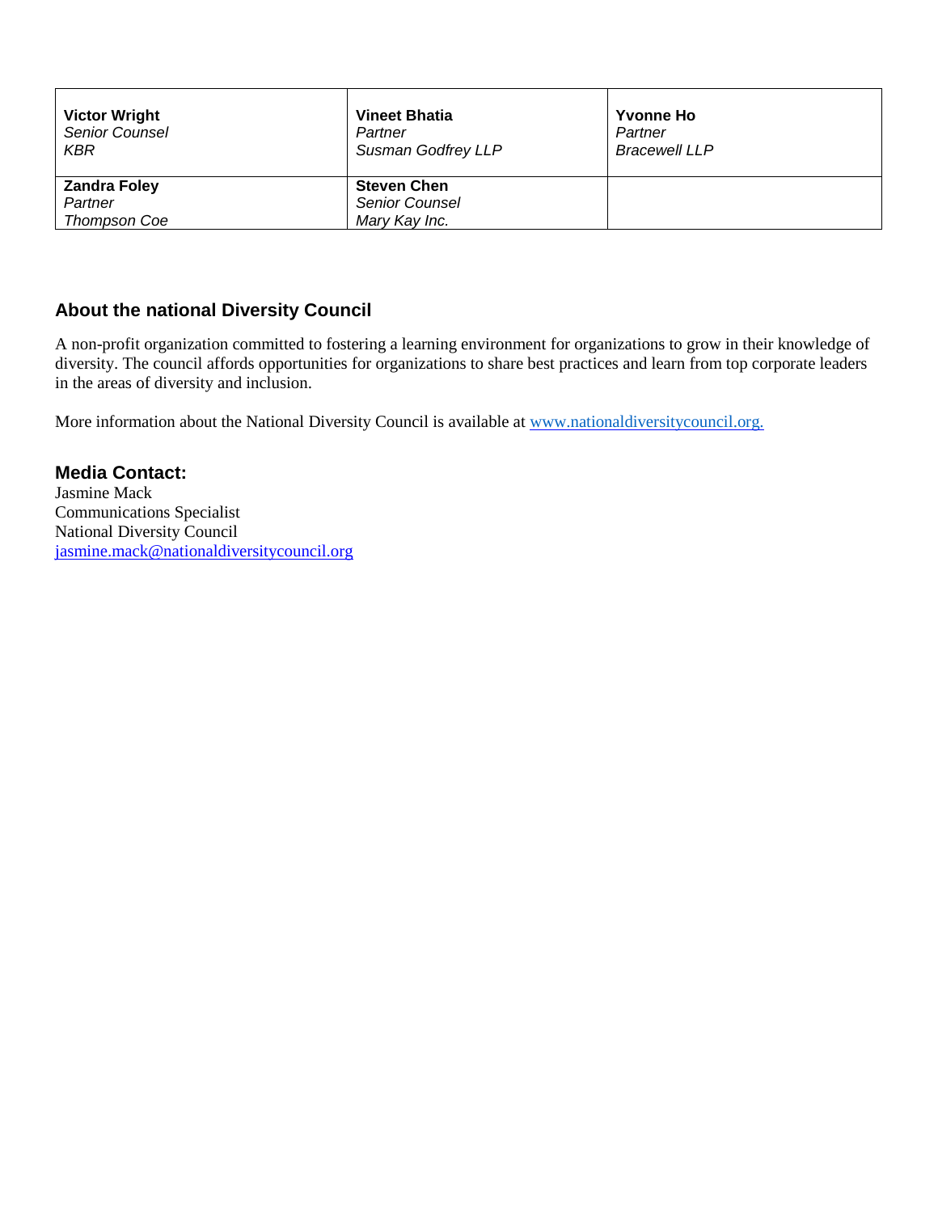| | | |
|---|---|---|
| **Victor Wright**<br>*Senior Counsel*<br>*KBR* | **Vineet Bhatia**<br>*Partner*<br>*Susman Godfrey LLP* | **Yvonne Ho**<br>*Partner*<br>*Bracewell LLP* |
| **Zandra Foley**<br>*Partner*<br>*Thompson Coe* | **Steven Chen**<br>*Senior Counsel*<br>*Mary Kay Inc.* | |

## About the national Diversity Council

A non-profit organization committed to fostering a learning environment for organizations to grow in their knowledge of diversity. The council affords opportunities for organizations to share best practices and learn from top corporate leaders in the areas of diversity and inclusion.

More information about the National Diversity Council is available at www.nationaldiversitycouncil.org.

## Media Contact:

Jasmine Mack
Communications Specialist
National Diversity Council
jasmine.mack@nationaldiversitycouncil.org